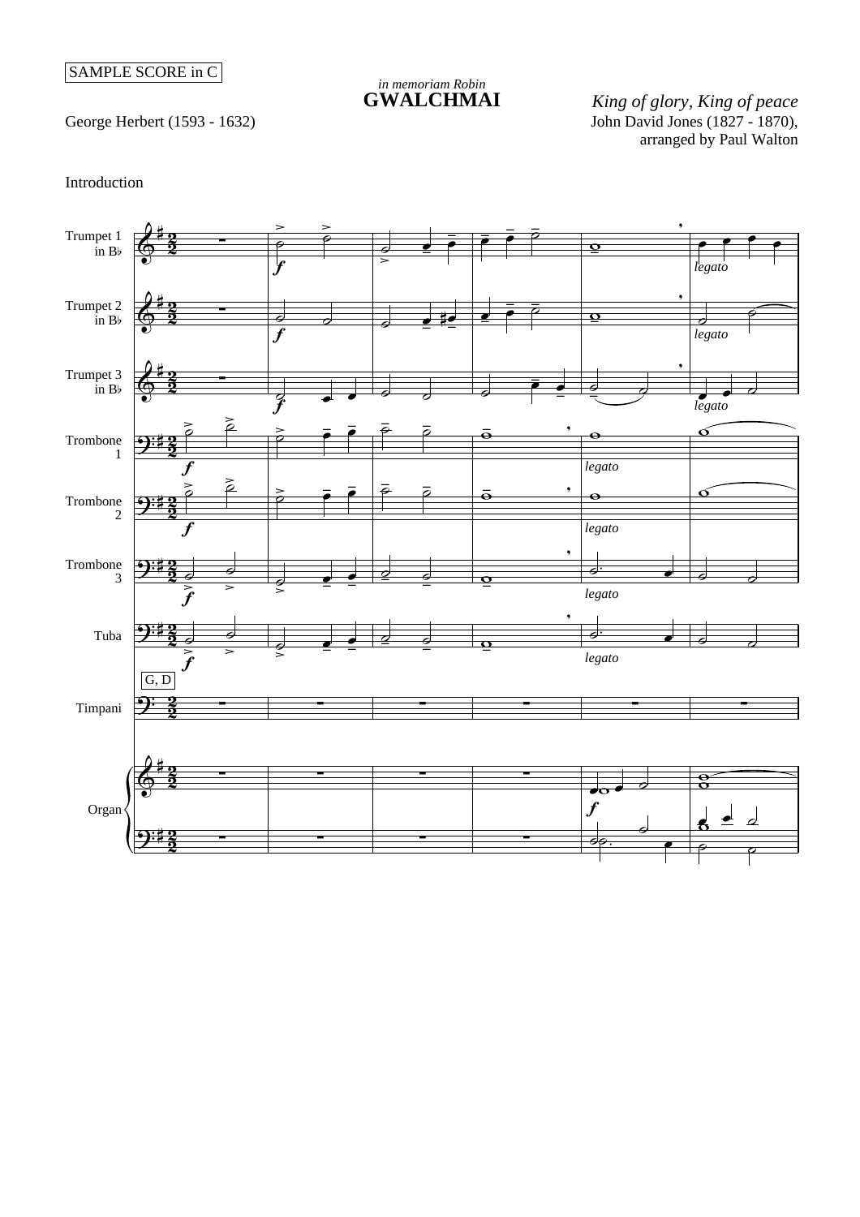SAMPLE SCORE in C

*in memoriam Robin*

# GWALCHMAI

*King of glory, King of peace*

George Herbert (1593 - 1632)

John David Jones (1827 - 1870), arranged by Paul Walton

Introduction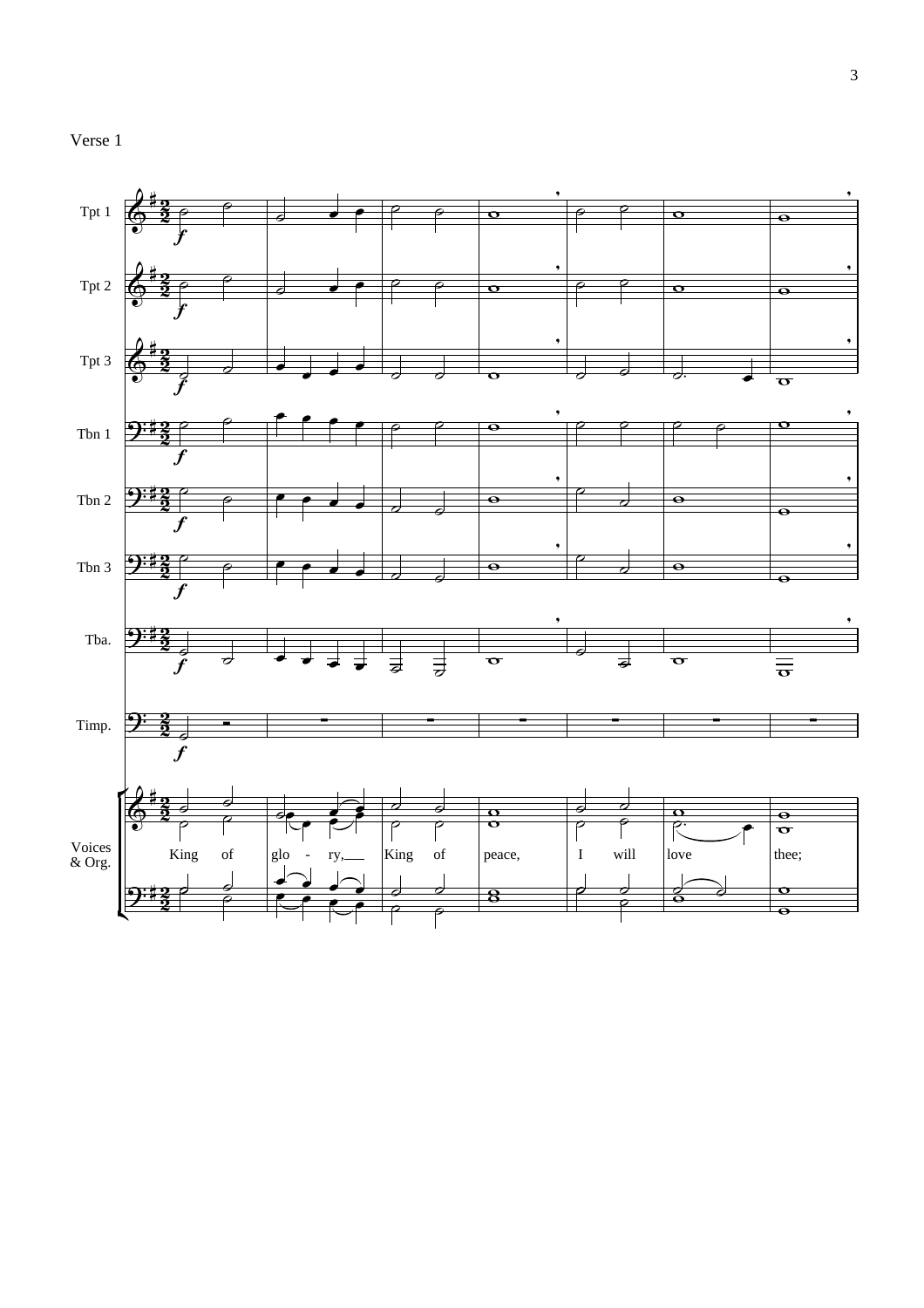Verse 1

Tpt 1

Tpt 2

Tpt 3

Tbn 1

Tbn 2

Tbn 3

Tba.

Timp.

Voices & Org.

King of glo - ry, King of peace, I will love thee;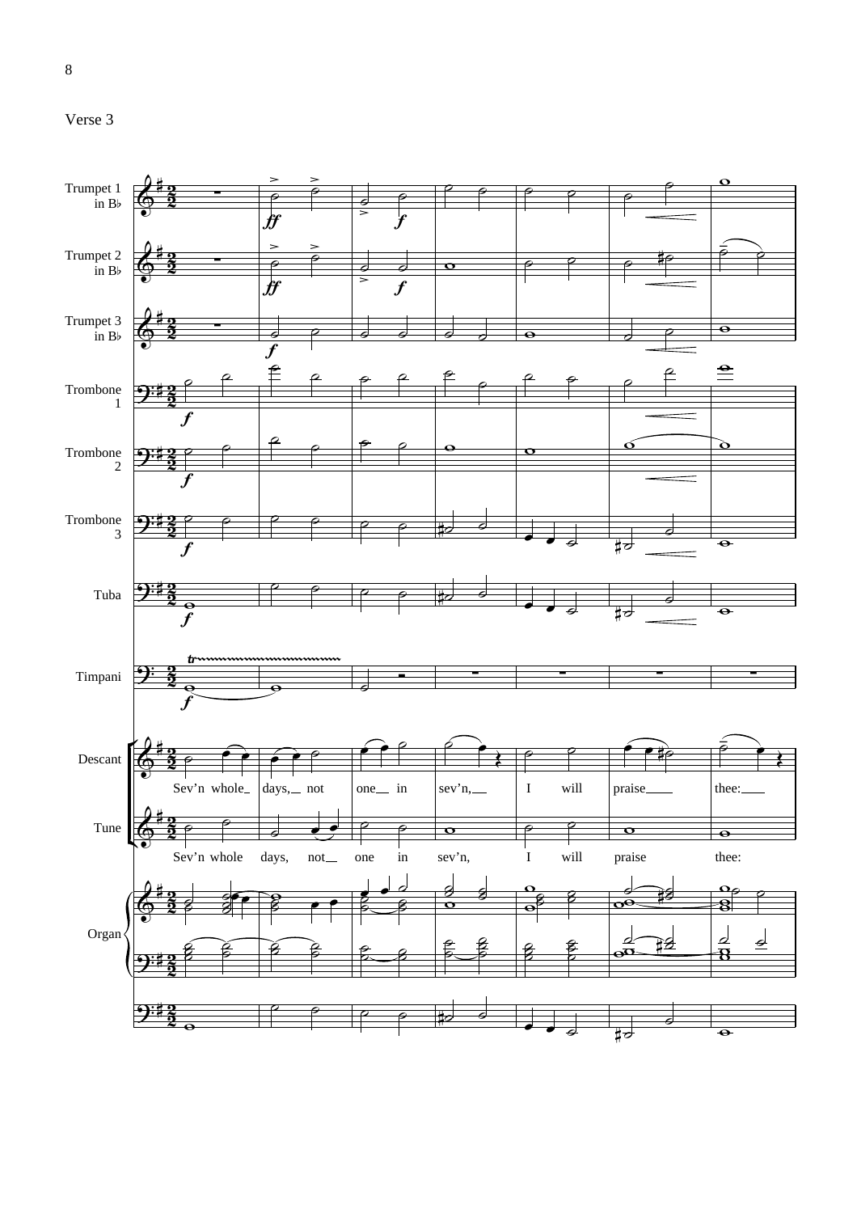Verse 3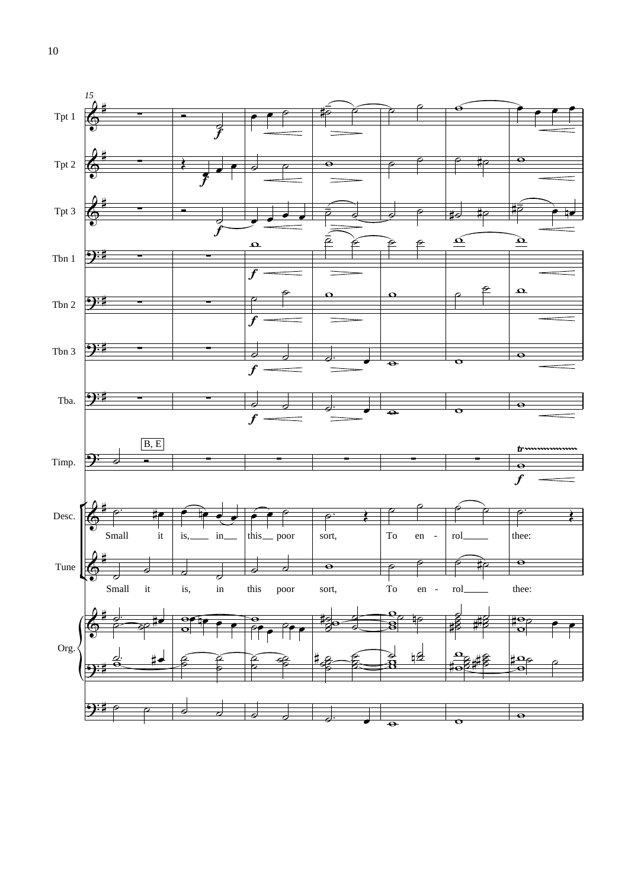15

Tpt 1

Tpt 2

Tpt 3

Tbn 1

Tbn 2

Tbn 3

Tba.

B, E

Timp.

Desc.

Small it is, in this poor sort, To en - rol thee:

Tune

Small it is, in this poor sort, To en - rol thee:

Org.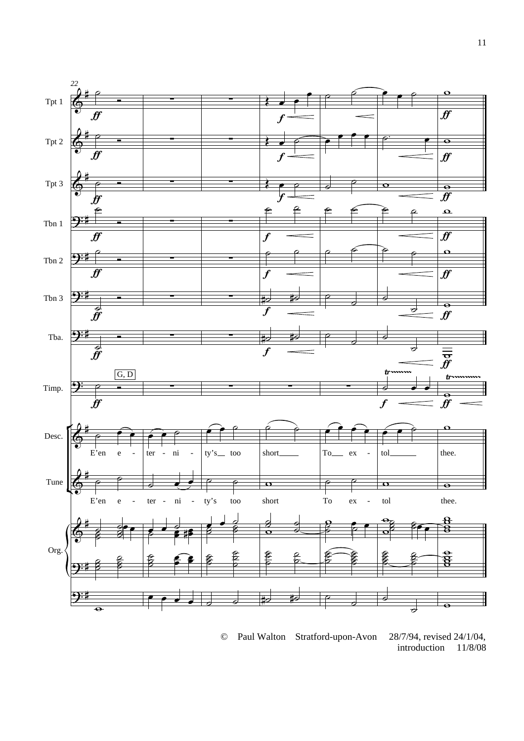© Paul Walton Stratford-upon-Avon 28/7/94, revised 24/1/04, introduction 11/8/08